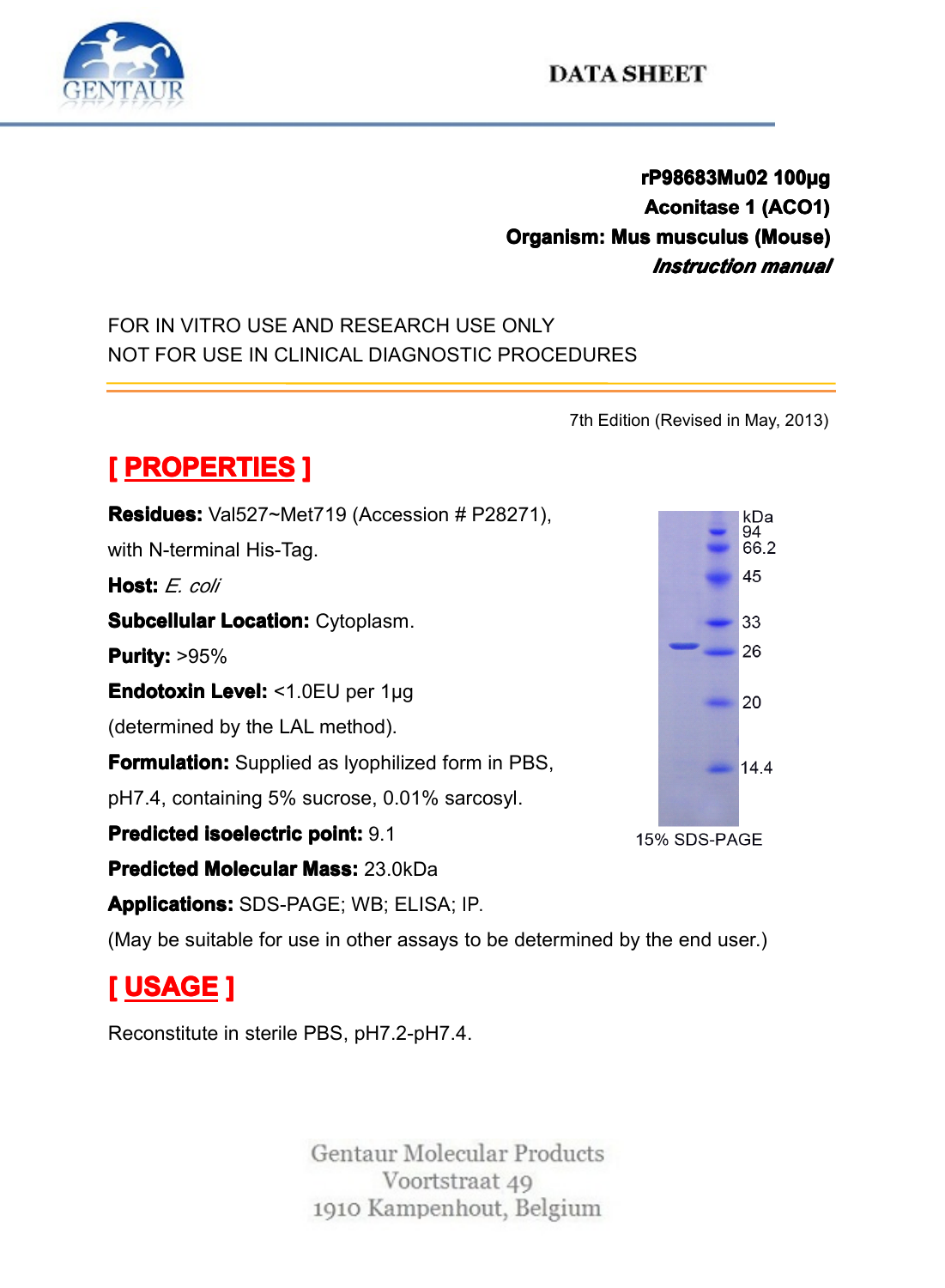**DATA SHEET**

**rP98683Mu02 100µg**
**Aconitase 1 (ACO1)**
**Organism: Mus musculus (Mouse)**
***Instruction manual***

FOR IN VITRO USE AND RESEARCH USE ONLY
NOT FOR USE IN CLINICAL DIAGNOSTIC PROCEDURES

7th Edition (Revised in May, 2013)

## [ PROPERTIES ]

**Residues:** Val527~Met719 (Accession # P28271), with N-terminal His-Tag.

**Host:** *E. coli*

**Subcellular Location:** Cytoplasm.

**Purity:** >95%

**Endotoxin Level:** <1.0EU per 1µg (determined by the LAL method).

**Formulation:** Supplied as lyophilized form in PBS, pH7.4, containing 5% sucrose, 0.01% sarcosyl.

**Predicted isoelectric point:** 9.1

**Predicted Molecular Mass:** 23.0kDa

**Applications:** SDS-PAGE; WB; ELISA; IP.

(May be suitable for use in other assays to be determined by the end user.)

kDa 94 66.2 45 33 26 20 14.4

15% SDS-PAGE

## [ USAGE ]

Reconstitute in sterile PBS, pH7.2-pH7.4.

Gentaur Molecular Products
Voortstraat 49
1910 Kampenhout, Belgium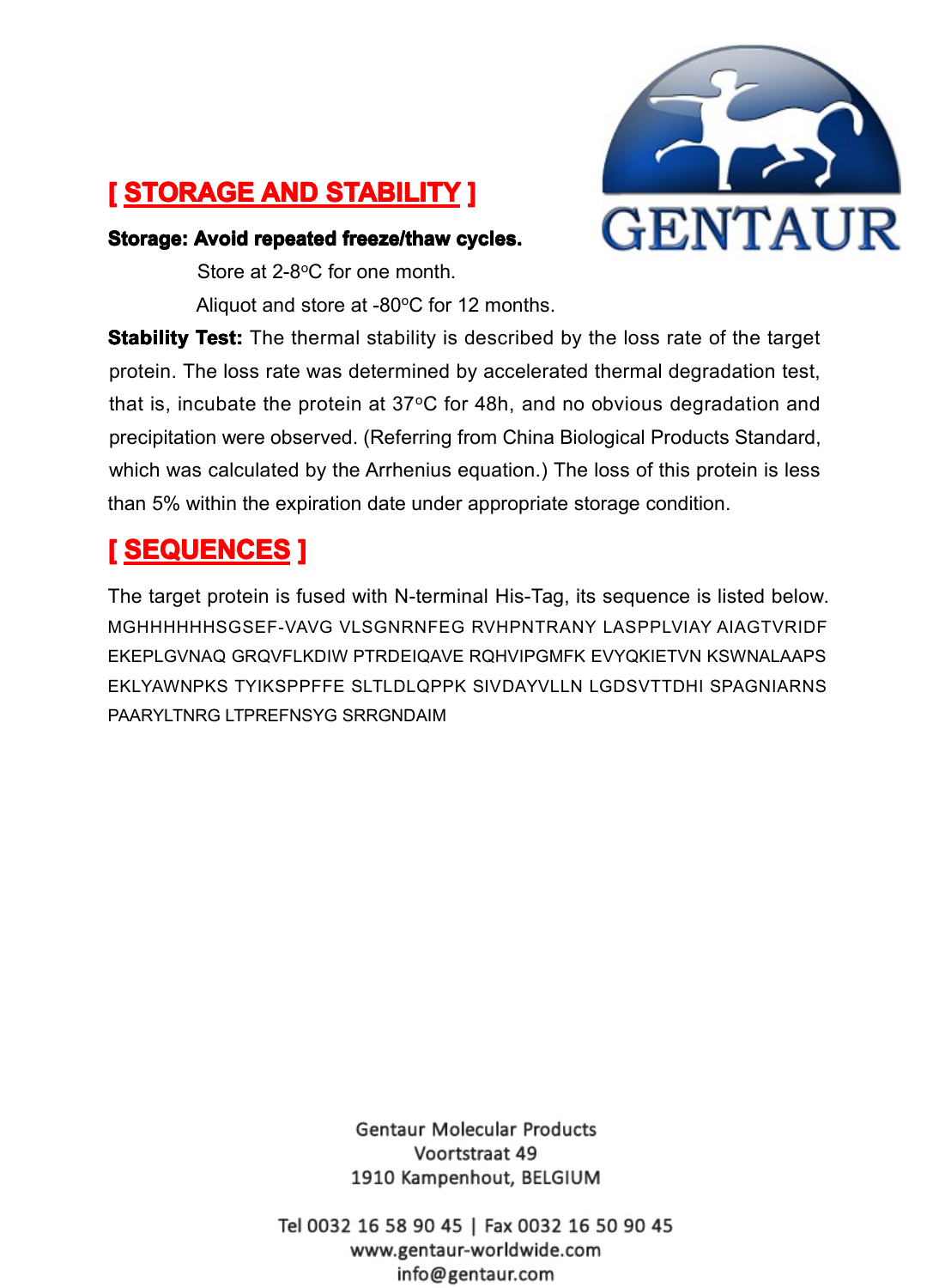## [ STORAGE AND STABILITY ]

**Storage: Avoid repeated freeze/thaw cycles.**

Store at 2-8°C for one month.

Aliquot and store at -80°C for 12 months.

**Stability Test:** The thermal stability is described by the loss rate of the target protein. The loss rate was determined by accelerated thermal degradation test, that is, incubate the protein at 37°C for 48h, and no obvious degradation and precipitation were observed. (Referring from China Biological Products Standard, which was calculated by the Arrhenius equation.) The loss of this protein is less than 5% within the expiration date under appropriate storage condition.

## [ SEQUENCES ]

The target protein is fused with N-terminal His-Tag, its sequence is listed below.

MGHHHHHHSGSEF-VAVG VLSGNRNFEG RVHPNTRANY LASPPLVIAY AIAGTVRIDF EKEPLGVNAQ GRQVFLKDIW PTRDEIQAVE RQHVIPGMFK EVYQKIETVN KSWNALAAPS EKLYAWNPKS TYIKSPPFFE SLTLDLQPPK SIVDAYVLLN LGDSVTTDHI SPAGNIARNS PAARYLTNRG LTPREFNSYG SRRGNDAIM

Gentaur Molecular Products
Voortstraat 49
1910 Kampenhout, BELGIUM

Tel 0032 16 58 90 45 | Fax 0032 16 50 90 45
www.gentaur-worldwide.com
info@gentaur.com